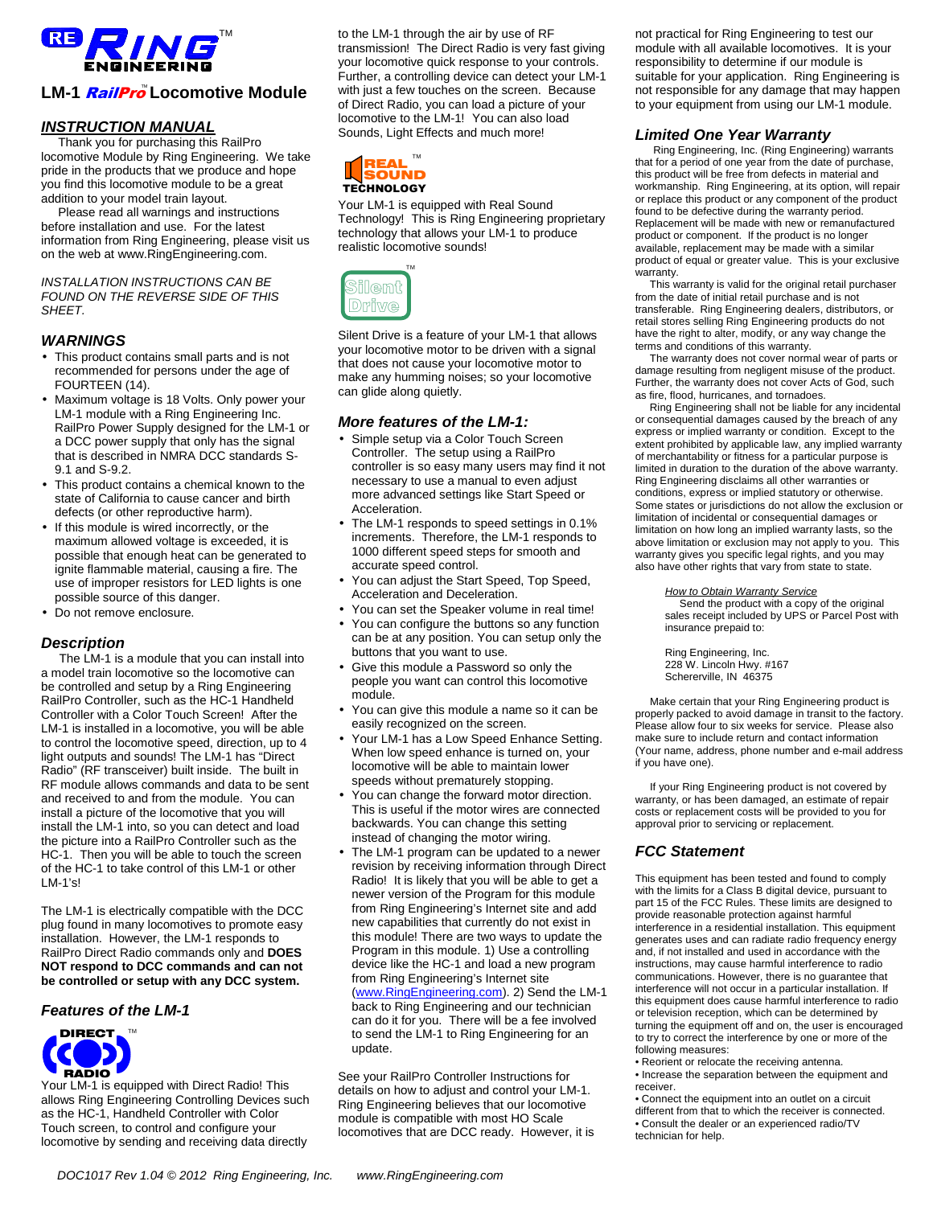# LM-1 RailPro™ Locomotive Module

## INSTRUCTION MANUAL

Thank you for purchasing this RailPro locomotive Module by Ring Engineering. We take pride in the products that we produce and hope you find this locomotive module to be a great addition to your model train layout.

Please read all warnings and instructions before installation and use. For the latest information from Ring Engineering, please visit us on the web at www.RingEngineering.com.

*INSTALLATION INSTRUCTIONS CAN BE FOUND ON THE REVERSE SIDE OF THIS SHEET.*

## WARNINGS

- This product contains small parts and is not recommended for persons under the age of FOURTEEN (14).
- Maximum voltage is 18 Volts. Only power your LM-1 module with a Ring Engineering Inc. RailPro Power Supply designed for the LM-1 or a DCC power supply that only has the signal that is described in NMRA DCC standards S-9.1 and S-9.2.
- This product contains a chemical known to the state of California to cause cancer and birth defects (or other reproductive harm).
- If this module is wired incorrectly, or the maximum allowed voltage is exceeded, it is possible that enough heat can be generated to ignite flammable material, causing a fire. The use of improper resistors for LED lights is one possible source of this danger.
- Do not remove enclosure.

## Description

The LM-1 is a module that you can install into a model train locomotive so the locomotive can be controlled and setup by a Ring Engineering RailPro Controller, such as the HC-1 Handheld Controller with a Color Touch Screen! After the LM-1 is installed in a locomotive, you will be able to control the locomotive speed, direction, up to 4 light outputs and sounds! The LM-1 has "Direct Radio" (RF transceiver) built inside. The built in RF module allows commands and data to be sent and received to and from the module. You can install a picture of the locomotive that you will install the LM-1 into, so you can detect and load the picture into a RailPro Controller such as the HC-1. Then you will be able to touch the screen of the HC-1 to take control of this LM-1 or other LM-1's!

The LM-1 is electrically compatible with the DCC plug found in many locomotives to promote easy installation. However, the LM-1 responds to RailPro Direct Radio commands only and **DOES NOT respond to DCC commands and can not be controlled or setup with any DCC system.**

## Features of the LM-1

Your LM-1 is equipped with Direct Radio! This allows Ring Engineering Controlling Devices such as the HC-1, Handheld Controller with Color Touch screen, to control and configure your locomotive by sending and receiving data directly to the LM-1 through the air by use of RF transmission! The Direct Radio is very fast giving your locomotive quick response to your controls. Further, a controlling device can detect your LM-1 with just a few touches on the screen. Because of Direct Radio, you can load a picture of your locomotive to the LM-1! You can also load Sounds, Light Effects and much more!

Your LM-1 is equipped with Real Sound Technology! This is Ring Engineering proprietary technology that allows your LM-1 to produce realistic locomotive sounds!

Silent Drive is a feature of your LM-1 that allows your locomotive motor to be driven with a signal that does not cause your locomotive motor to make any humming noises; so your locomotive can glide along quietly.

## More features of the LM-1:

- Simple setup via a Color Touch Screen Controller. The setup using a RailPro controller is so easy many users may find it not necessary to use a manual to even adjust more advanced settings like Start Speed or Acceleration.
- The LM-1 responds to speed settings in 0.1% increments. Therefore, the LM-1 responds to 1000 different speed steps for smooth and accurate speed control.
- You can adjust the Start Speed, Top Speed, Acceleration and Deceleration.
- You can set the Speaker volume in real time!
- You can configure the buttons so any function can be at any position. You can setup only the buttons that you want to use.
- Give this module a Password so only the people you want can control this locomotive module.
- You can give this module a name so it can be easily recognized on the screen.
- Your LM-1 has a Low Speed Enhance Setting. When low speed enhance is turned on, your locomotive will be able to maintain lower speeds without prematurely stopping.
- You can change the forward motor direction. This is useful if the motor wires are connected backwards. You can change this setting instead of changing the motor wiring.
- The LM-1 program can be updated to a newer revision by receiving information through Direct Radio! It is likely that you will be able to get a newer version of the Program for this module from Ring Engineering's Internet site and add new capabilities that currently do not exist in this module! There are two ways to update the Program in this module. 1) Use a controlling device like the HC-1 and load a new program from Ring Engineering's Internet site (www.RingEngineering.com). 2) Send the LM-1 back to Ring Engineering and our technician can do it for you. There will be a fee involved to send the LM-1 to Ring Engineering for an update.

See your RailPro Controller Instructions for details on how to adjust and control your LM-1. Ring Engineering believes that our locomotive module is compatible with most HO Scale locomotives that are DCC ready. However, it is not practical for Ring Engineering to test our module with all available locomotives. It is your responsibility to determine if our module is suitable for your application. Ring Engineering is not responsible for any damage that may happen to your equipment from using our LM-1 module.

## Limited One Year Warranty

Ring Engineering, Inc. (Ring Engineering) warrants that for a period of one year from the date of purchase, this product will be free from defects in material and workmanship. Ring Engineering, at its option, will repair or replace this product or any component of the product found to be defective during the warranty period. Replacement will be made with new or remanufactured product or component. If the product is no longer available, replacement may be made with a similar product of equal or greater value. This is your exclusive warranty.

This warranty is valid for the original retail purchaser from the date of initial retail purchase and is not transferable. Ring Engineering dealers, distributors, or retail stores selling Ring Engineering products do not have the right to alter, modify, or any way change the terms and conditions of this warranty.

The warranty does not cover normal wear of parts or damage resulting from negligent misuse of the product. Further, the warranty does not cover Acts of God, such as fire, flood, hurricanes, and tornadoes.

Ring Engineering shall not be liable for any incidental or consequential damages caused by the breach of any express or implied warranty or condition. Except to the extent prohibited by applicable law, any implied warranty of merchantability or fitness for a particular purpose is limited in duration to the duration of the above warranty. Ring Engineering disclaims all other warranties or conditions, express or implied statutory or otherwise. Some states or jurisdictions do not allow the exclusion or limitation of incidental or consequential damages or limitation on how long an implied warranty lasts, so the above limitation or exclusion may not apply to you. This warranty gives you specific legal rights, and you may also have other rights that vary from state to state.

*How to Obtain Warranty Service*

Send the product with a copy of the original sales receipt included by UPS or Parcel Post with insurance prepaid to:

Ring Engineering, Inc.
228 W. Lincoln Hwy. #167
Schererville, IN 46375

Make certain that your Ring Engineering product is properly packed to avoid damage in transit to the factory. Please allow four to six weeks for service. Please also make sure to include return and contact information (Your name, address, phone number and e-mail address if you have one).

If your Ring Engineering product is not covered by warranty, or has been damaged, an estimate of repair costs or replacement costs will be provided to you for approval prior to servicing or replacement.

## FCC Statement

This equipment has been tested and found to comply with the limits for a Class B digital device, pursuant to part 15 of the FCC Rules. These limits are designed to provide reasonable protection against harmful interference in a residential installation. This equipment generates uses and can radiate radio frequency energy and, if not installed and used in accordance with the instructions, may cause harmful interference to radio communications. However, there is no guarantee that interference will not occur in a particular installation. If this equipment does cause harmful interference to radio or television reception, which can be determined by turning the equipment off and on, the user is encouraged to try to correct the interference by one or more of the following measures:

- Reorient or relocate the receiving antenna.
- Increase the separation between the equipment and receiver.
- Connect the equipment into an outlet on a circuit different from that to which the receiver is connected.
- Consult the dealer or an experienced radio/TV technician for help.

DOC1017 Rev 1.04 © 2012 Ring Engineering, Inc. www.RingEngineering.com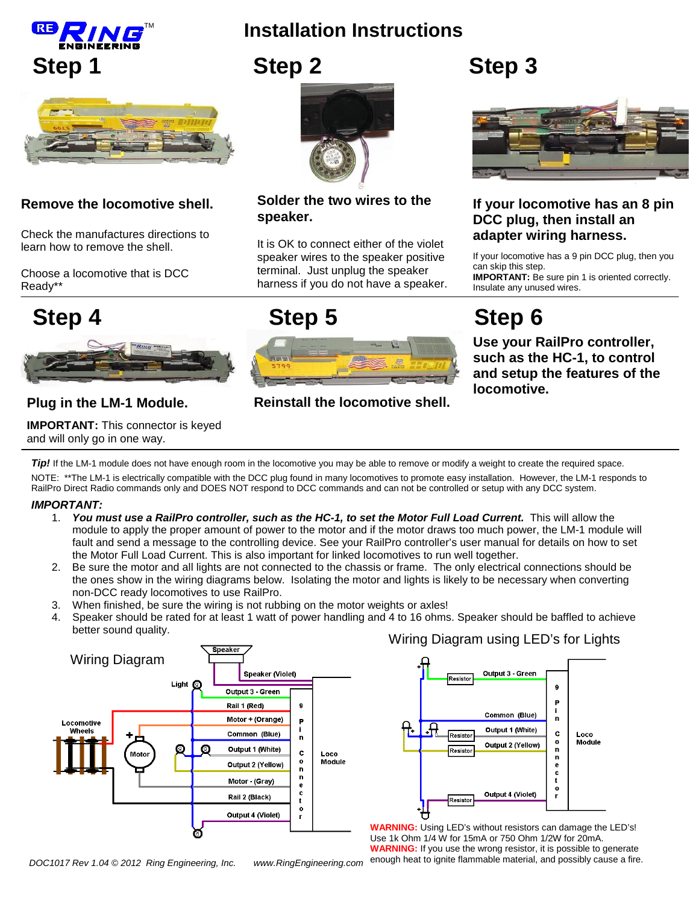RE RING ENGINEERING™

# Installation Instructions

## Step 1

**Remove the locomotive shell.**

Check the manufactures directions to learn how to remove the shell.

Choose a locomotive that is DCC Ready**

## Step 2

**Solder the two wires to the speaker.**

It is OK to connect either of the violet speaker wires to the speaker positive terminal. Just unplug the speaker harness if you do not have a speaker.

## Step 3

**If your locomotive has an 8 pin DCC plug, then install an adapter wiring harness.**

If your locomotive has a 9 pin DCC plug, then you can skip this step.
**IMPORTANT:** Be sure pin 1 is oriented correctly. Insulate any unused wires.

## Step 4

**Plug in the LM-1 Module.**

**IMPORTANT:** This connector is keyed and will only go in one way.

## Step 5

**Reinstall the locomotive shell.**

## Step 6

**Use your RailPro controller, such as the HC-1, to control and setup the features of the locomotive.**

***Tip!*** If the LM-1 module does not have enough room in the locomotive you may be able to remove or modify a weight to create the required space.

NOTE: **The LM-1 is electrically compatible with the DCC plug found in many locomotives to promote easy installation. However, the LM-1 responds to RailPro Direct Radio commands only and DOES NOT respond to DCC commands and can not be controlled or setup with any DCC system.

***IMPORTANT:***

1. ***You must use a RailPro controller, such as the HC-1, to set the Motor Full Load Current.*** This will allow the module to apply the proper amount of power to the motor and if the motor draws too much power, the LM-1 module will fault and send a message to the controlling device. See your RailPro controller's user manual for details on how to set the Motor Full Load Current. This is also important for linked locomotives to run well together.
2. Be sure the motor and all lights are not connected to the chassis or frame. The only electrical connections should be the ones show in the wiring diagrams below. Isolating the motor and lights is likely to be necessary when converting non-DCC ready locomotives to use RailPro.
3. When finished, be sure the wiring is not rubbing on the motor weights or axles!
4. Speaker should be rated for at least 1 watt of power handling and 4 to 16 ohms. Speaker should be baffled to achieve better sound quality.

Wiring Diagram

Speaker
Speaker (Violet)
Light
Output 3 - Green
Rail 1 (Red)
Motor + (Orange)
Common (Blue)
Output 1 (White)
Output 2 (Yellow)
Motor - (Gray)
Rail 2 (Black)
Output 4 (Violet)
Locomotive Wheels
Motor
9 Pin Connector
Loco Module

Wiring Diagram using LED's for Lights

Resistor
Output 3 - Green
Common (Blue)
Output 1 (White)
Output 2 (Yellow)
Output 4 (Violet)
9 Pin Connector
Loco Module

**WARNING:** Using LED's without resistors can damage the LED's! Use 1k Ohm 1/4 W for 15mA or 750 Ohm 1/2W for 20mA.
**WARNING:** If you use the wrong resistor, it is possible to generate enough heat to ignite flammable material, and possibly cause a fire.

*DOC1017 Rev 1.04 © 2012 Ring Engineering, Inc.* *www.RingEngineering.com*